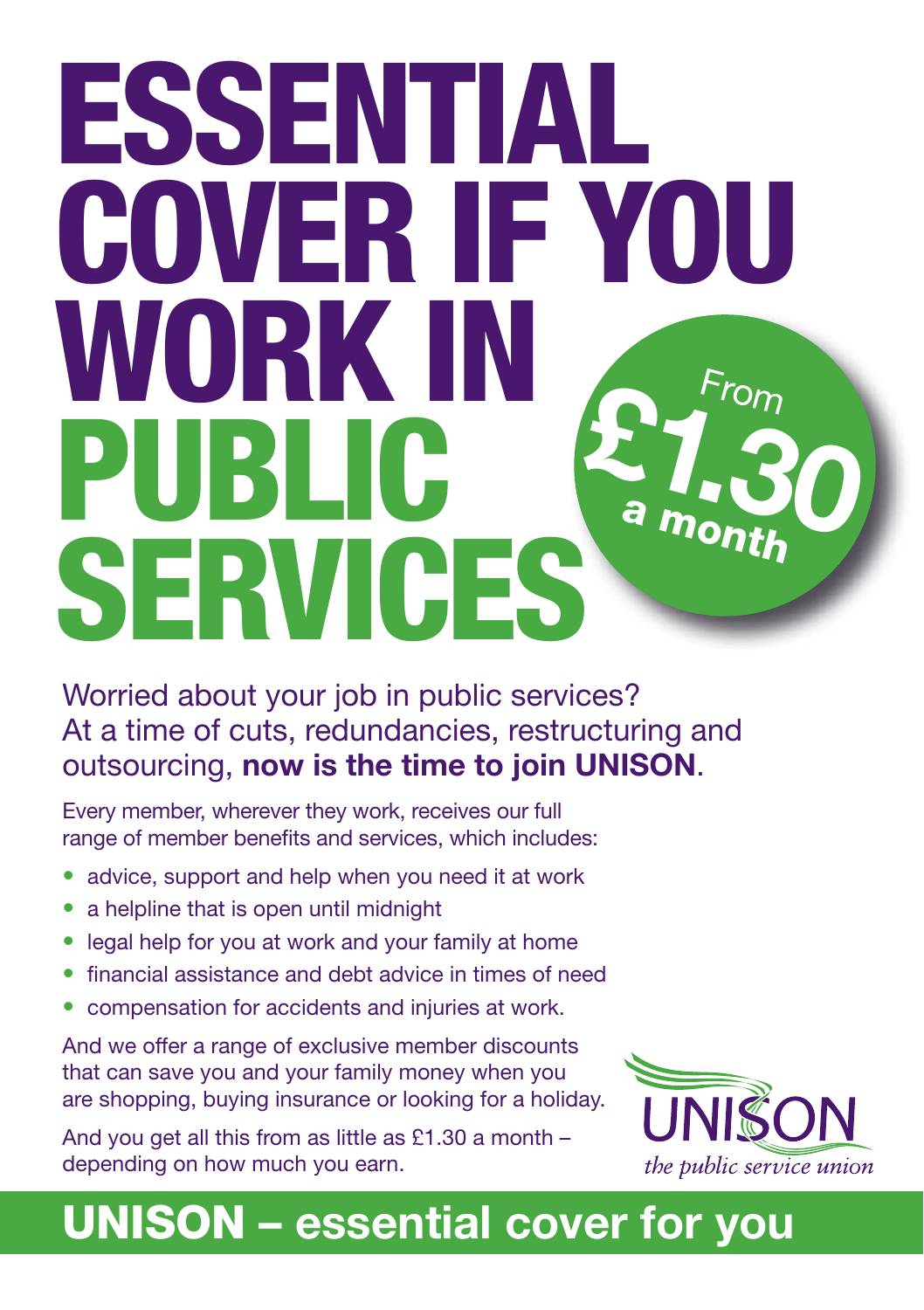# ESSENTIAL COVER IF YOU WORK IN PUBLIC SERVICES

From **£1.30** a month

Worried about your job in public services? At a time of cuts, redundancies, restructuring and outsourcing, **now is the time to join UNISON**.

Every member, wherever they work, receives our full range of member benefits and services, which includes:

- advice, support and help when you need it at work
- a helpline that is open until midnight
- legal help for you at work and your family at home
- financial assistance and debt advice in times of need
- compensation for accidents and injuries at work.

And we offer a range of exclusive member discounts that can save you and your family money when you are shopping, buying insurance or looking for a holiday.

And you get all this from as little as £1.30 a month – depending on how much you earn.

UNISON
*the public service union*

## UNISON – essential cover for you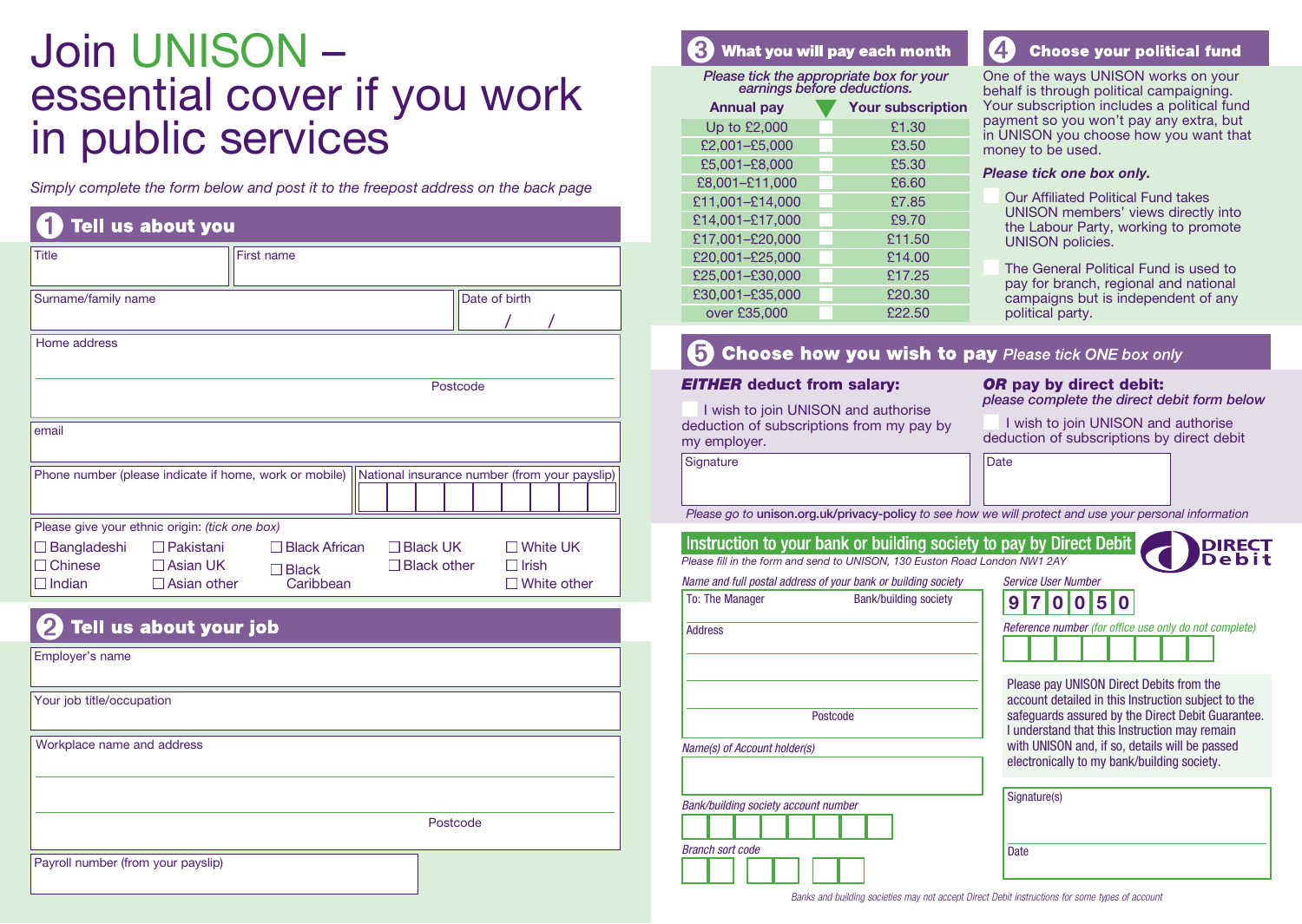# Join UNISON – essential cover if you work in public services

*Simply complete the form below and post it to the freepost address on the back page*

## 1 Tell us about you

| Title | First name |
|---|---|
| | |

| Surname/family name | Date of birth |
|---|---|
| | / / |

Home address

Postcode

email

| Phone number (please indicate if home, work or mobile) | National insurance number (from your payslip) |
|---|---|
| | |

Please give your ethnic origin: *(tick one box)*

| | | | | |
|---|---|---|---|---|
| ☐ Bangladeshi | ☐ Pakistani | ☐ Black African | ☐ Black UK | ☐ White UK |
| ☐ Chinese | ☐ Asian UK | ☐ Black Caribbean | ☐ Black other | ☐ Irish |
| ☐ Indian | ☐ Asian other | | | ☐ White other |

## 2 Tell us about your job

Employer's name

Your job title/occupation

Workplace name and address

Postcode

Payroll number (from your payslip)

## 3 What you will pay each month

*Please tick the appropriate box for your earnings before deductions.*

| Annual pay | ▼ | Your subscription |
|---|---|---|
| Up to £2,000 | ☐ | £1.30 |
| £2,001–£5,000 | ☐ | £3.50 |
| £5,001–£8,000 | ☐ | £5.30 |
| £8,001–£11,000 | ☐ | £6.60 |
| £11,001–£14,000 | ☐ | £7.85 |
| £14,001–£17,000 | ☐ | £9.70 |
| £17,001–£20,000 | ☐ | £11.50 |
| £20,001–£25,000 | ☐ | £14.00 |
| £25,001–£30,000 | ☐ | £17.25 |
| £30,001–£35,000 | ☐ | £20.30 |
| over £35,000 | ☐ | £22.50 |

## 4 Choose your political fund

One of the ways UNISON works on your behalf is through political campaigning. Your subscription includes a political fund payment so you won't pay any extra, but in UNISON you choose how you want that money to be used.

***Please tick one box only.***

☐ Our Affiliated Political Fund takes UNISON members' views directly into the Labour Party, working to promote UNISON policies.

☐ The General Political Fund is used to pay for branch, regional and national campaigns but is independent of any political party.

## 5 Choose how you wish to pay *Please tick ONE box only*

***EITHER* deduct from salary:**

☐ I wish to join UNISON and authorise deduction of subscriptions from my pay by my employer.

***OR* pay by direct debit:**
*please complete the direct debit form below*

☐ I wish to join UNISON and authorise deduction of subscriptions by direct debit

| Signature | Date |
|---|---|
| | |

*Please go to* unison.org.uk/privacy-policy *to see how we will protect and use your personal information*

## Instruction to your bank or building society to pay by Direct Debit

DIRECT Debit

*Please fill in the form and send to UNISON, 130 Euston Road London NW1 2AY*

*Name and full postal address of your bank or building society*

To: The Manager Bank/building society

Address

Postcode

*Name(s) of Account holder(s)*

*Bank/building society account number*

*Branch sort code*

*Service User Number*

| 9 | 7 | 0 | 0 | 5 | 0 |
|---|---|---|---|---|---|

*Reference number (for office use only do not complete)*

Please pay UNISON Direct Debits from the account detailed in this Instruction subject to the safeguards assured by the Direct Debit Guarantee. I understand that this Instruction may remain with UNISON and, if so, details will be passed electronically to my bank/building society.

Signature(s)

Date

*Banks and building societies may not accept Direct Debit instructions for some types of account*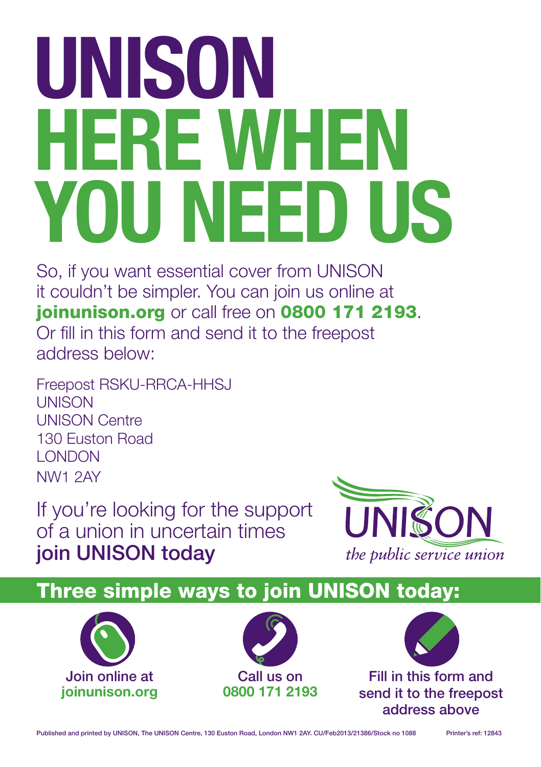# UNISON HERE WHEN YOU NEED US

So, if you want essential cover from UNISON it couldn't be simpler. You can join us online at **joinunison.org** or call free on **0800 171 2193**. Or fill in this form and send it to the freepost address below:

Freepost RSKU-RRCA-HHSJ
UNISON
UNISON Centre
130 Euston Road
LONDON
NW1 2AY

If you're looking for the support of a union in uncertain times **join UNISON today**

UNISON
*the public service union*

## Three simple ways to join UNISON today:

Join online at **joinunison.org**

Call us on **0800 171 2193**

Fill in this form and send it to the freepost address above

Published and printed by UNISON, The UNISON Centre, 130 Euston Road, London NW1 2AY. CU/Feb2013/21386/Stock no 1088 Printer's ref: 12843